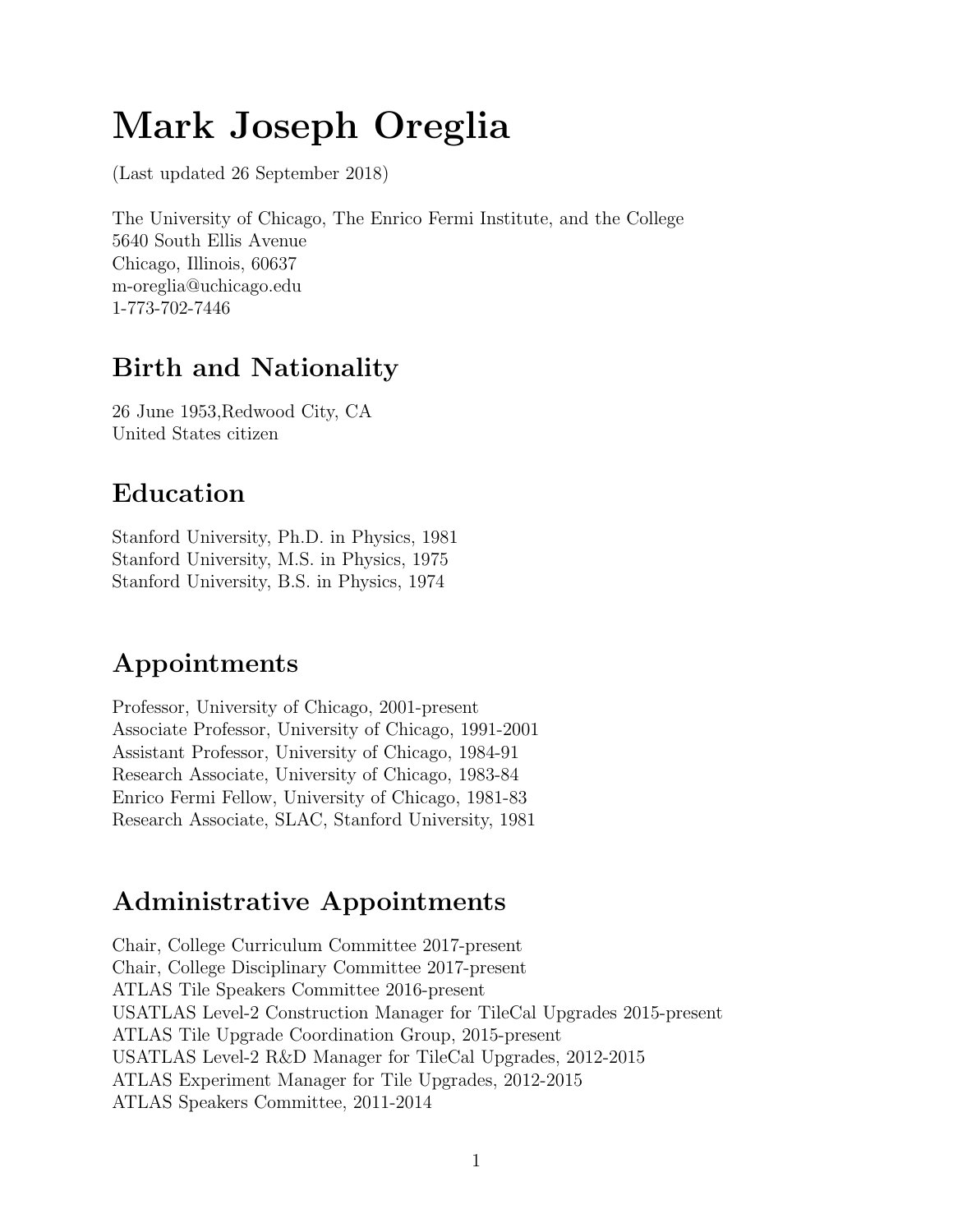# Mark Joseph Oreglia

(Last updated 26 September 2018)

The University of Chicago, The Enrico Fermi Institute, and the College
5640 South Ellis Avenue
Chicago, Illinois, 60637
m-oreglia@uchicago.edu
1-773-702-7446

## Birth and Nationality

26 June 1953,Redwood City, CA
United States citizen

## Education

Stanford University, Ph.D. in Physics, 1981
Stanford University, M.S. in Physics, 1975
Stanford University, B.S. in Physics, 1974

## Appointments

Professor, University of Chicago, 2001-present
Associate Professor, University of Chicago, 1991-2001
Assistant Professor, University of Chicago, 1984-91
Research Associate, University of Chicago, 1983-84
Enrico Fermi Fellow, University of Chicago, 1981-83
Research Associate, SLAC, Stanford University, 1981

## Administrative Appointments

Chair, College Curriculum Committee 2017-present
Chair, College Disciplinary Committee 2017-present
ATLAS Tile Speakers Committee 2016-present
USATLAS Level-2 Construction Manager for TileCal Upgrades 2015-present
ATLAS Tile Upgrade Coordination Group, 2015-present
USATLAS Level-2 R&D Manager for TileCal Upgrades, 2012-2015
ATLAS Experiment Manager for Tile Upgrades, 2012-2015
ATLAS Speakers Committee, 2011-2014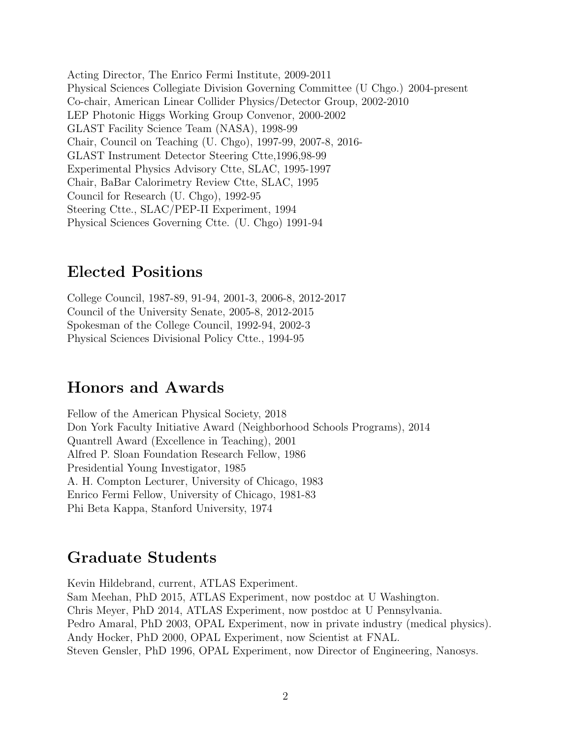Acting Director, The Enrico Fermi Institute, 2009-2011
Physical Sciences Collegiate Division Governing Committee (U Chgo.) 2004-present
Co-chair, American Linear Collider Physics/Detector Group, 2002-2010
LEP Photonic Higgs Working Group Convenor, 2000-2002
GLAST Facility Science Team (NASA), 1998-99
Chair, Council on Teaching (U. Chgo), 1997-99, 2007-8, 2016-
GLAST Instrument Detector Steering Ctte,1996,98-99
Experimental Physics Advisory Ctte, SLAC, 1995-1997
Chair, BaBar Calorimetry Review Ctte, SLAC, 1995
Council for Research (U. Chgo), 1992-95
Steering Ctte., SLAC/PEP-II Experiment, 1994
Physical Sciences Governing Ctte. (U. Chgo) 1991-94

## Elected Positions

College Council, 1987-89, 91-94, 2001-3, 2006-8, 2012-2017
Council of the University Senate, 2005-8, 2012-2015
Spokesman of the College Council, 1992-94, 2002-3
Physical Sciences Divisional Policy Ctte., 1994-95

## Honors and Awards

Fellow of the American Physical Society, 2018
Don York Faculty Initiative Award (Neighborhood Schools Programs), 2014
Quantrell Award (Excellence in Teaching), 2001
Alfred P. Sloan Foundation Research Fellow, 1986
Presidential Young Investigator, 1985
A. H. Compton Lecturer, University of Chicago, 1983
Enrico Fermi Fellow, University of Chicago, 1981-83
Phi Beta Kappa, Stanford University, 1974

## Graduate Students

Kevin Hildebrand, current, ATLAS Experiment.
Sam Meehan, PhD 2015, ATLAS Experiment, now postdoc at U Washington.
Chris Meyer, PhD 2014, ATLAS Experiment, now postdoc at U Pennsylvania.
Pedro Amaral, PhD 2003, OPAL Experiment, now in private industry (medical physics).
Andy Hocker, PhD 2000, OPAL Experiment, now Scientist at FNAL.
Steven Gensler, PhD 1996, OPAL Experiment, now Director of Engineering, Nanosys.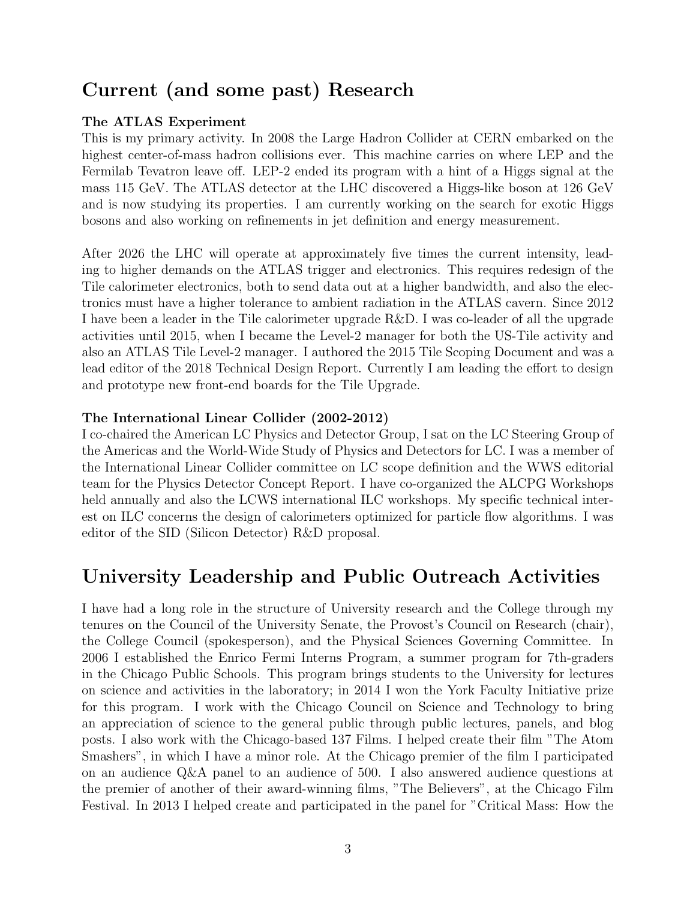# Current (and some past) Research

**The ATLAS Experiment**
This is my primary activity. In 2008 the Large Hadron Collider at CERN embarked on the highest center-of-mass hadron collisions ever. This machine carries on where LEP and the Fermilab Tevatron leave off. LEP-2 ended its program with a hint of a Higgs signal at the mass 115 GeV. The ATLAS detector at the LHC discovered a Higgs-like boson at 126 GeV and is now studying its properties. I am currently working on the search for exotic Higgs bosons and also working on refinements in jet definition and energy measurement.

After 2026 the LHC will operate at approximately five times the current intensity, leading to higher demands on the ATLAS trigger and electronics. This requires redesign of the Tile calorimeter electronics, both to send data out at a higher bandwidth, and also the electronics must have a higher tolerance to ambient radiation in the ATLAS cavern. Since 2012 I have been a leader in the Tile calorimeter upgrade R&D. I was co-leader of all the upgrade activities until 2015, when I became the Level-2 manager for both the US-Tile activity and also an ATLAS Tile Level-2 manager. I authored the 2015 Tile Scoping Document and was a lead editor of the 2018 Technical Design Report. Currently I am leading the effort to design and prototype new front-end boards for the Tile Upgrade.

**The International Linear Collider (2002-2012)**
I co-chaired the American LC Physics and Detector Group, I sat on the LC Steering Group of the Americas and the World-Wide Study of Physics and Detectors for LC. I was a member of the International Linear Collider committee on LC scope definition and the WWS editorial team for the Physics Detector Concept Report. I have co-organized the ALCPG Workshops held annually and also the LCWS international ILC workshops. My specific technical interest on ILC concerns the design of calorimeters optimized for particle flow algorithms. I was editor of the SID (Silicon Detector) R&D proposal.

# University Leadership and Public Outreach Activities

I have had a long role in the structure of University research and the College through my tenures on the Council of the University Senate, the Provost's Council on Research (chair), the College Council (spokesperson), and the Physical Sciences Governing Committee. In 2006 I established the Enrico Fermi Interns Program, a summer program for 7th-graders in the Chicago Public Schools. This program brings students to the University for lectures on science and activities in the laboratory; in 2014 I won the York Faculty Initiative prize for this program. I work with the Chicago Council on Science and Technology to bring an appreciation of science to the general public through public lectures, panels, and blog posts. I also work with the Chicago-based 137 Films. I helped create their film "The Atom Smashers", in which I have a minor role. At the Chicago premier of the film I participated on an audience Q&A panel to an audience of 500. I also answered audience questions at the premier of another of their award-winning films, "The Believers", at the Chicago Film Festival. In 2013 I helped create and participated in the panel for "Critical Mass: How the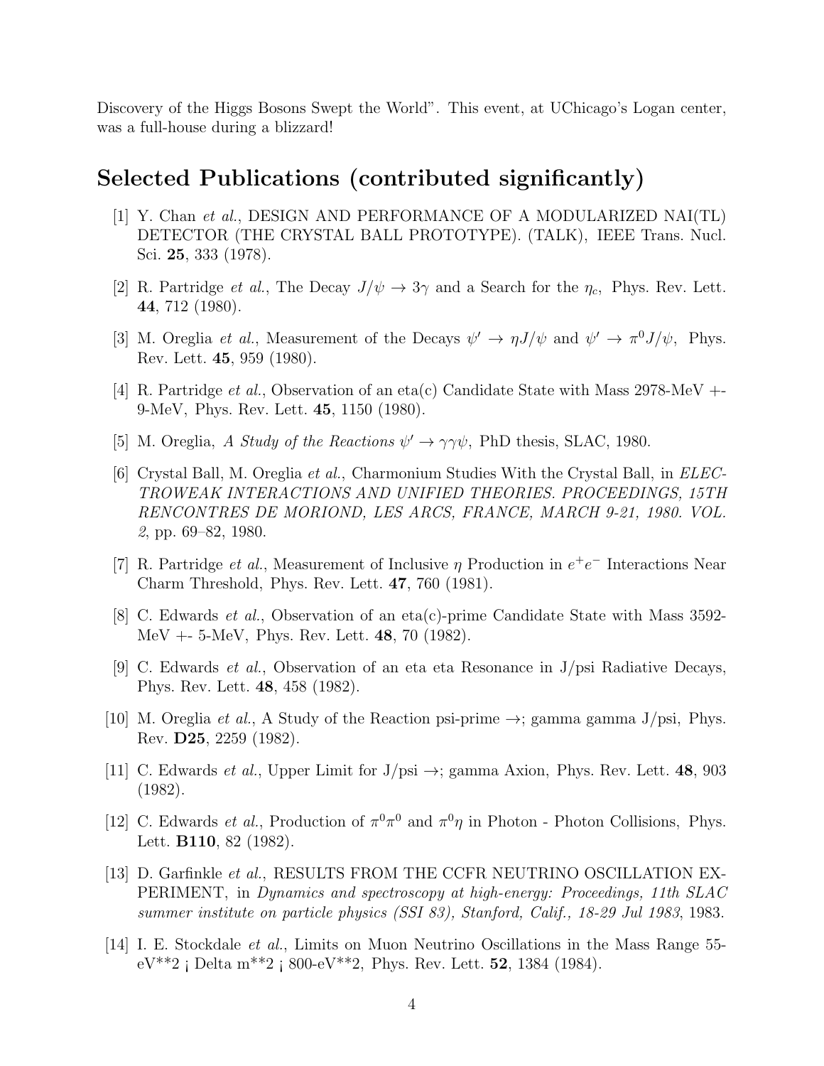Discovery of the Higgs Bosons Swept the World". This event, at UChicago's Logan center, was a full-house during a blizzard!

## Selected Publications (contributed significantly)

[1] Y. Chan *et al.*, DESIGN AND PERFORMANCE OF A MODULARIZED NAI(TL) DETECTOR (THE CRYSTAL BALL PROTOTYPE). (TALK), IEEE Trans. Nucl. Sci. **25**, 333 (1978).

[2] R. Partridge *et al.*, The Decay $J/\psi \to 3\gamma$ and a Search for the $\eta_c$, Phys. Rev. Lett. **44**, 712 (1980).

[3] M. Oreglia *et al.*, Measurement of the Decays $\psi' \to \eta J/\psi$ and $\psi' \to \pi^0 J/\psi$, Phys. Rev. Lett. **45**, 959 (1980).

[4] R. Partridge *et al.*, Observation of an eta(c) Candidate State with Mass 2978-MeV +- 9-MeV, Phys. Rev. Lett. **45**, 1150 (1980).

[5] M. Oreglia, *A Study of the Reactions $\psi' \to \gamma\gamma\psi$*, PhD thesis, SLAC, 1980.

[6] Crystal Ball, M. Oreglia *et al.*, Charmonium Studies With the Crystal Ball, in *ELECTROWEAK INTERACTIONS AND UNIFIED THEORIES. PROCEEDINGS, 15TH RENCONTRES DE MORIOND, LES ARCS, FRANCE, MARCH 9-21, 1980. VOL. 2*, pp. 69–82, 1980.

[7] R. Partridge *et al.*, Measurement of Inclusive $\eta$ Production in $e^+e^-$ Interactions Near Charm Threshold, Phys. Rev. Lett. **47**, 760 (1981).

[8] C. Edwards *et al.*, Observation of an eta(c)-prime Candidate State with Mass 3592-MeV +- 5-MeV, Phys. Rev. Lett. **48**, 70 (1982).

[9] C. Edwards *et al.*, Observation of an eta eta Resonance in J/psi Radiative Decays, Phys. Rev. Lett. **48**, 458 (1982).

[10] M. Oreglia *et al.*, A Study of the Reaction psi-prime →; gamma gamma J/psi, Phys. Rev. **D25**, 2259 (1982).

[11] C. Edwards *et al.*, Upper Limit for J/psi →; gamma Axion, Phys. Rev. Lett. **48**, 903 (1982).

[12] C. Edwards *et al.*, Production of $\pi^0\pi^0$ and $\pi^0\eta$ in Photon - Photon Collisions, Phys. Lett. **B110**, 82 (1982).

[13] D. Garfinkle *et al.*, RESULTS FROM THE CCFR NEUTRINO OSCILLATION EXPERIMENT, in *Dynamics and spectroscopy at high-energy: Proceedings, 11th SLAC summer institute on particle physics (SSI 83), Stanford, Calif., 18-29 Jul 1983*, 1983.

[14] I. E. Stockdale *et al.*, Limits on Muon Neutrino Oscillations in the Mass Range 55-eV**2 ¡ Delta m**2 ¡ 800-eV**2, Phys. Rev. Lett. **52**, 1384 (1984).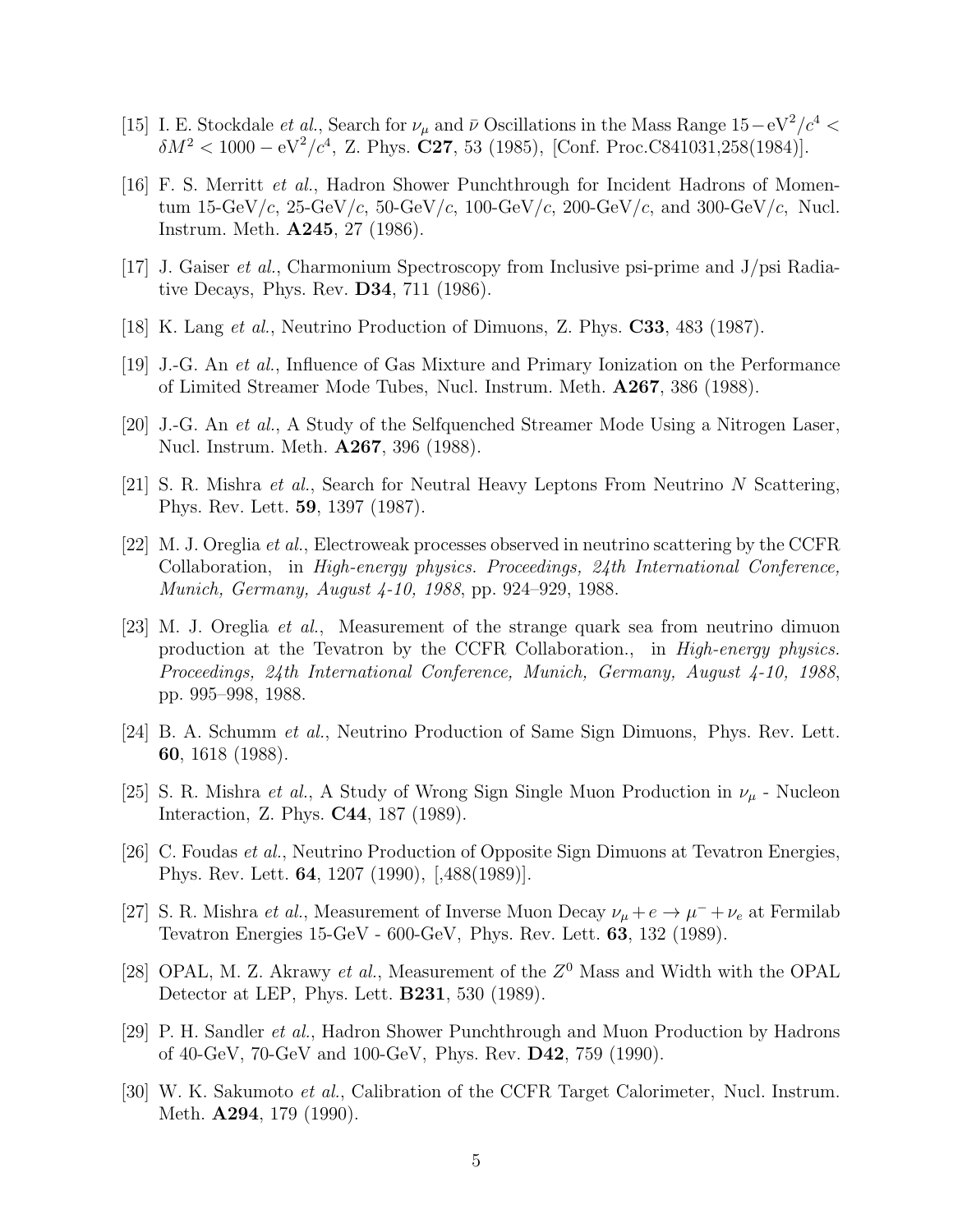[15] I. E. Stockdale *et al.*, Search for $\nu_\mu$ and $\bar{\nu}$ Oscillations in the Mass Range $15-\mathrm{eV}^2/c^4 < \delta M^2 < 1000-\mathrm{eV}^2/c^4$, Z. Phys. **C27**, 53 (1985), [Conf. Proc.C841031,258(1984)].

[16] F. S. Merritt *et al.*, Hadron Shower Punchthrough for Incident Hadrons of Momentum 15-GeV/$c$, 25-GeV/$c$, 50-GeV/$c$, 100-GeV/$c$, 200-GeV/$c$, and 300-GeV/$c$, Nucl. Instrum. Meth. **A245**, 27 (1986).

[17] J. Gaiser *et al.*, Charmonium Spectroscopy from Inclusive psi-prime and J/psi Radiative Decays, Phys. Rev. **D34**, 711 (1986).

[18] K. Lang *et al.*, Neutrino Production of Dimuons, Z. Phys. **C33**, 483 (1987).

[19] J.-G. An *et al.*, Influence of Gas Mixture and Primary Ionization on the Performance of Limited Streamer Mode Tubes, Nucl. Instrum. Meth. **A267**, 386 (1988).

[20] J.-G. An *et al.*, A Study of the Selfquenched Streamer Mode Using a Nitrogen Laser, Nucl. Instrum. Meth. **A267**, 396 (1988).

[21] S. R. Mishra *et al.*, Search for Neutral Heavy Leptons From Neutrino $N$ Scattering, Phys. Rev. Lett. **59**, 1397 (1987).

[22] M. J. Oreglia *et al.*, Electroweak processes observed in neutrino scattering by the CCFR Collaboration, in *High-energy physics. Proceedings, 24th International Conference, Munich, Germany, August 4-10, 1988*, pp. 924–929, 1988.

[23] M. J. Oreglia *et al.*, Measurement of the strange quark sea from neutrino dimuon production at the Tevatron by the CCFR Collaboration., in *High-energy physics. Proceedings, 24th International Conference, Munich, Germany, August 4-10, 1988*, pp. 995–998, 1988.

[24] B. A. Schumm *et al.*, Neutrino Production of Same Sign Dimuons, Phys. Rev. Lett. **60**, 1618 (1988).

[25] S. R. Mishra *et al.*, A Study of Wrong Sign Single Muon Production in $\nu_\mu$ - Nucleon Interaction, Z. Phys. **C44**, 187 (1989).

[26] C. Foudas *et al.*, Neutrino Production of Opposite Sign Dimuons at Tevatron Energies, Phys. Rev. Lett. **64**, 1207 (1990), [,488(1989)].

[27] S. R. Mishra *et al.*, Measurement of Inverse Muon Decay $\nu_\mu + e \to \mu^- + \nu_e$ at Fermilab Tevatron Energies 15-GeV - 600-GeV, Phys. Rev. Lett. **63**, 132 (1989).

[28] OPAL, M. Z. Akrawy *et al.*, Measurement of the $Z^0$ Mass and Width with the OPAL Detector at LEP, Phys. Lett. **B231**, 530 (1989).

[29] P. H. Sandler *et al.*, Hadron Shower Punchthrough and Muon Production by Hadrons of 40-GeV, 70-GeV and 100-GeV, Phys. Rev. **D42**, 759 (1990).

[30] W. K. Sakumoto *et al.*, Calibration of the CCFR Target Calorimeter, Nucl. Instrum. Meth. **A294**, 179 (1990).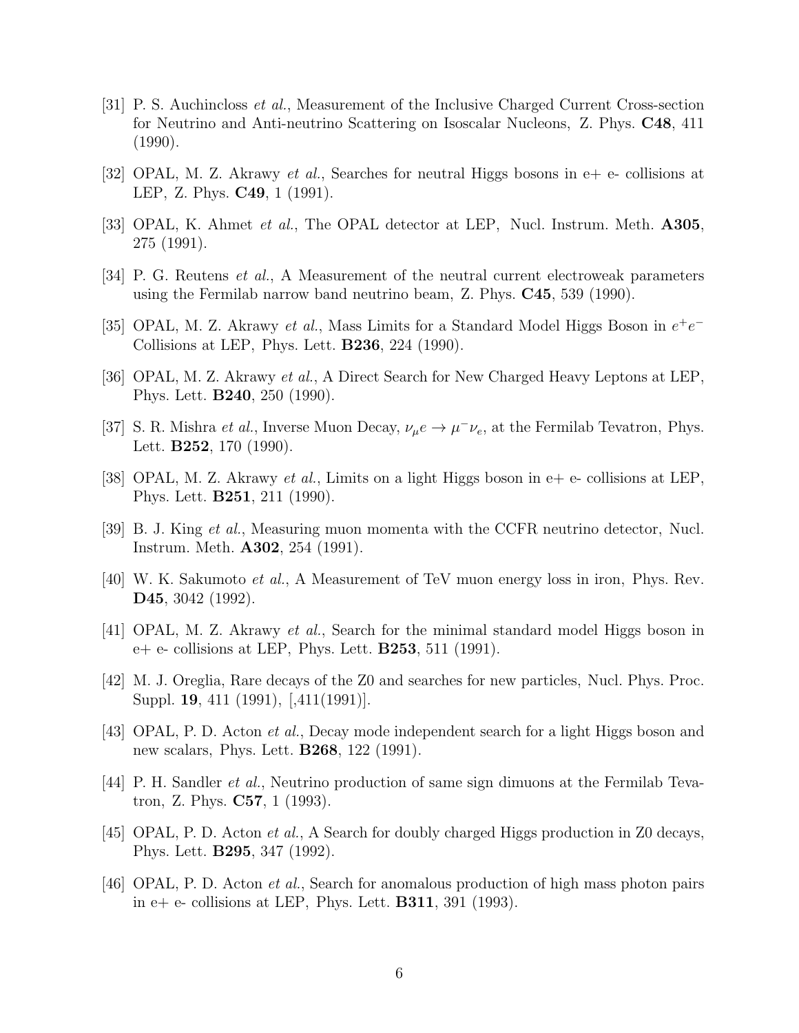[31] P. S. Auchincloss *et al.*, Measurement of the Inclusive Charged Current Cross-section for Neutrino and Anti-neutrino Scattering on Isoscalar Nucleons, Z. Phys. **C48**, 411 (1990).

[32] OPAL, M. Z. Akrawy *et al.*, Searches for neutral Higgs bosons in e+ e- collisions at LEP, Z. Phys. **C49**, 1 (1991).

[33] OPAL, K. Ahmet *et al.*, The OPAL detector at LEP, Nucl. Instrum. Meth. **A305**, 275 (1991).

[34] P. G. Reutens *et al.*, A Measurement of the neutral current electroweak parameters using the Fermilab narrow band neutrino beam, Z. Phys. **C45**, 539 (1990).

[35] OPAL, M. Z. Akrawy *et al.*, Mass Limits for a Standard Model Higgs Boson in $e^+e^-$ Collisions at LEP, Phys. Lett. **B236**, 224 (1990).

[36] OPAL, M. Z. Akrawy *et al.*, A Direct Search for New Charged Heavy Leptons at LEP, Phys. Lett. **B240**, 250 (1990).

[37] S. R. Mishra *et al.*, Inverse Muon Decay, $\nu_\mu e \to \mu^- \nu_e$, at the Fermilab Tevatron, Phys. Lett. **B252**, 170 (1990).

[38] OPAL, M. Z. Akrawy *et al.*, Limits on a light Higgs boson in e+ e- collisions at LEP, Phys. Lett. **B251**, 211 (1990).

[39] B. J. King *et al.*, Measuring muon momenta with the CCFR neutrino detector, Nucl. Instrum. Meth. **A302**, 254 (1991).

[40] W. K. Sakumoto *et al.*, A Measurement of TeV muon energy loss in iron, Phys. Rev. **D45**, 3042 (1992).

[41] OPAL, M. Z. Akrawy *et al.*, Search for the minimal standard model Higgs boson in e+ e- collisions at LEP, Phys. Lett. **B253**, 511 (1991).

[42] M. J. Oreglia, Rare decays of the Z0 and searches for new particles, Nucl. Phys. Proc. Suppl. **19**, 411 (1991), [,411(1991)].

[43] OPAL, P. D. Acton *et al.*, Decay mode independent search for a light Higgs boson and new scalars, Phys. Lett. **B268**, 122 (1991).

[44] P. H. Sandler *et al.*, Neutrino production of same sign dimuons at the Fermilab Tevatron, Z. Phys. **C57**, 1 (1993).

[45] OPAL, P. D. Acton *et al.*, A Search for doubly charged Higgs production in Z0 decays, Phys. Lett. **B295**, 347 (1992).

[46] OPAL, P. D. Acton *et al.*, Search for anomalous production of high mass photon pairs in e+ e- collisions at LEP, Phys. Lett. **B311**, 391 (1993).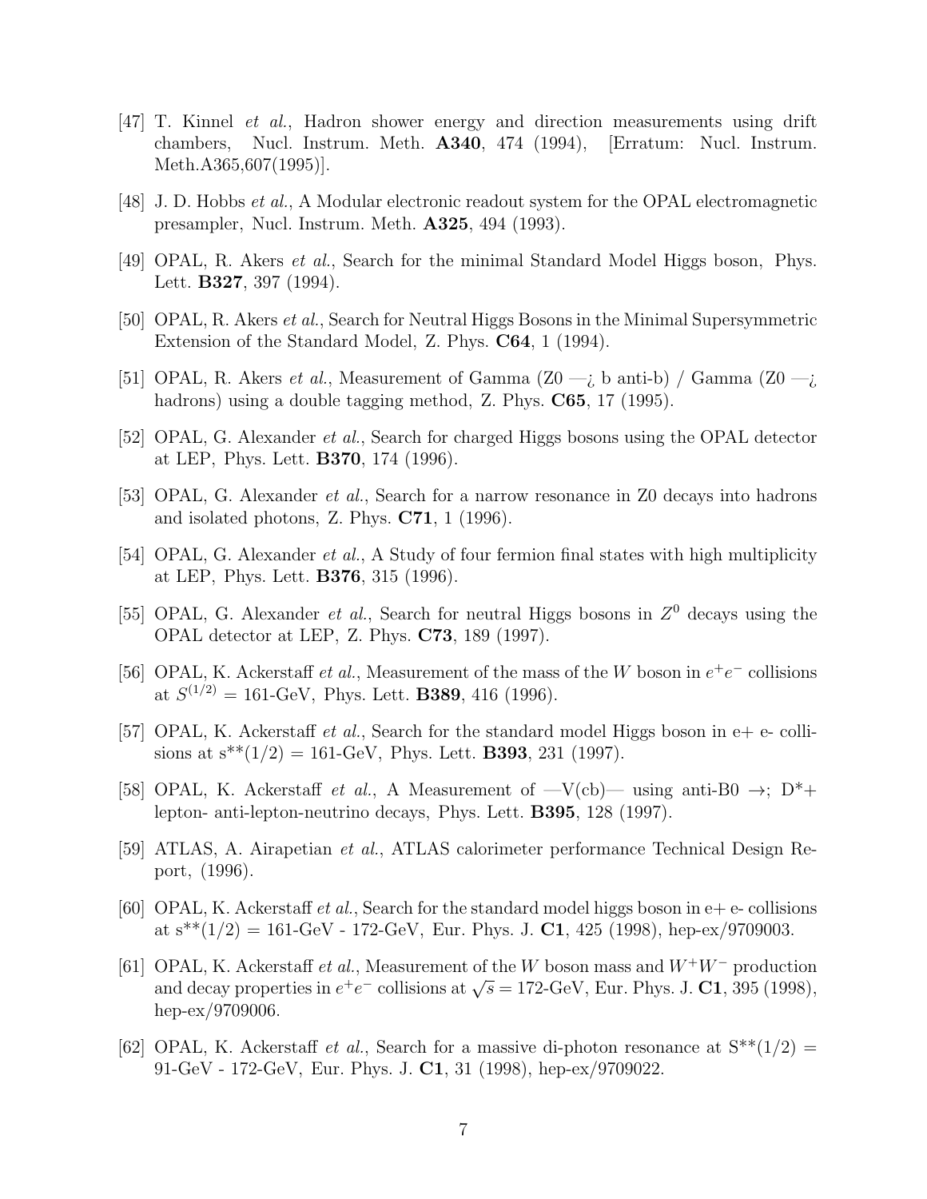[47] T. Kinnel *et al.*, Hadron shower energy and direction measurements using drift chambers, Nucl. Instrum. Meth. **A340**, 474 (1994), [Erratum: Nucl. Instrum. Meth.A365,607(1995)].

[48] J. D. Hobbs *et al.*, A Modular electronic readout system for the OPAL electromagnetic presampler, Nucl. Instrum. Meth. **A325**, 494 (1993).

[49] OPAL, R. Akers *et al.*, Search for the minimal Standard Model Higgs boson, Phys. Lett. **B327**, 397 (1994).

[50] OPAL, R. Akers *et al.*, Search for Neutral Higgs Bosons in the Minimal Supersymmetric Extension of the Standard Model, Z. Phys. **C64**, 1 (1994).

[51] OPAL, R. Akers *et al.*, Measurement of Gamma (Z0 —¿ b anti-b) / Gamma (Z0 —¿ hadrons) using a double tagging method, Z. Phys. **C65**, 17 (1995).

[52] OPAL, G. Alexander *et al.*, Search for charged Higgs bosons using the OPAL detector at LEP, Phys. Lett. **B370**, 174 (1996).

[53] OPAL, G. Alexander *et al.*, Search for a narrow resonance in Z0 decays into hadrons and isolated photons, Z. Phys. **C71**, 1 (1996).

[54] OPAL, G. Alexander *et al.*, A Study of four fermion final states with high multiplicity at LEP, Phys. Lett. **B376**, 315 (1996).

[55] OPAL, G. Alexander *et al.*, Search for neutral Higgs bosons in $Z^0$ decays using the OPAL detector at LEP, Z. Phys. **C73**, 189 (1997).

[56] OPAL, K. Ackerstaff *et al.*, Measurement of the mass of the $W$ boson in $e^+e^-$ collisions at $S^{(1/2)} = 161$-GeV, Phys. Lett. **B389**, 416 (1996).

[57] OPAL, K. Ackerstaff *et al.*, Search for the standard model Higgs boson in e+ e- collisions at s**(1/2) = 161-GeV, Phys. Lett. **B393**, 231 (1997).

[58] OPAL, K. Ackerstaff *et al.*, A Measurement of —V(cb)— using anti-B0 →; D*+ lepton- anti-lepton-neutrino decays, Phys. Lett. **B395**, 128 (1997).

[59] ATLAS, A. Airapetian *et al.*, ATLAS calorimeter performance Technical Design Report, (1996).

[60] OPAL, K. Ackerstaff *et al.*, Search for the standard model higgs boson in e+ e- collisions at s**(1/2) = 161-GeV - 172-GeV, Eur. Phys. J. **C1**, 425 (1998), hep-ex/9709003.

[61] OPAL, K. Ackerstaff *et al.*, Measurement of the $W$ boson mass and $W^+W^-$ production and decay properties in $e^+e^-$ collisions at $\sqrt{s} = 172$-GeV, Eur. Phys. J. **C1**, 395 (1998), hep-ex/9709006.

[62] OPAL, K. Ackerstaff *et al.*, Search for a massive di-photon resonance at S**(1/2) = 91-GeV - 172-GeV, Eur. Phys. J. **C1**, 31 (1998), hep-ex/9709022.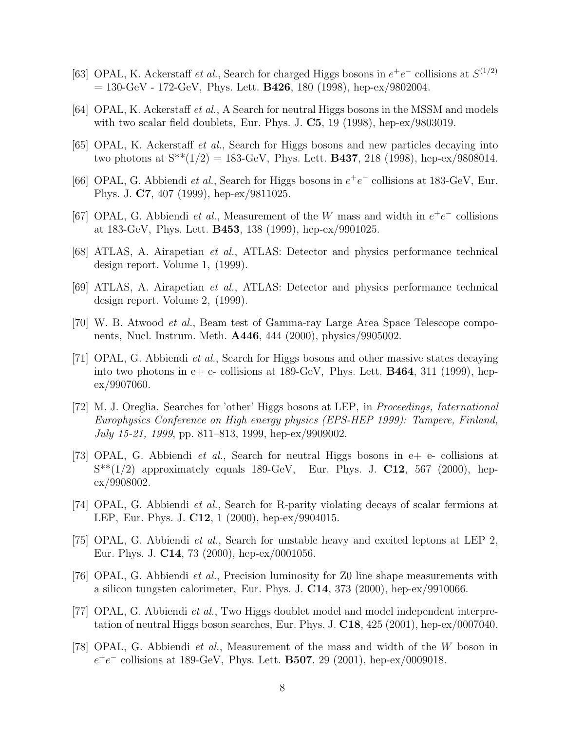[63] OPAL, K. Ackerstaff *et al.*, Search for charged Higgs bosons in $e^+e^-$ collisions at $S^{(1/2)}$ = 130-GeV - 172-GeV, Phys. Lett. **B426**, 180 (1998), hep-ex/9802004.

[64] OPAL, K. Ackerstaff *et al.*, A Search for neutral Higgs bosons in the MSSM and models with two scalar field doublets, Eur. Phys. J. **C5**, 19 (1998), hep-ex/9803019.

[65] OPAL, K. Ackerstaff *et al.*, Search for Higgs bosons and new particles decaying into two photons at S**(1/2) = 183-GeV, Phys. Lett. **B437**, 218 (1998), hep-ex/9808014.

[66] OPAL, G. Abbiendi *et al.*, Search for Higgs bosons in $e^+e^-$ collisions at 183-GeV, Eur. Phys. J. **C7**, 407 (1999), hep-ex/9811025.

[67] OPAL, G. Abbiendi *et al.*, Measurement of the $W$ mass and width in $e^+e^-$ collisions at 183-GeV, Phys. Lett. **B453**, 138 (1999), hep-ex/9901025.

[68] ATLAS, A. Airapetian *et al.*, ATLAS: Detector and physics performance technical design report. Volume 1, (1999).

[69] ATLAS, A. Airapetian *et al.*, ATLAS: Detector and physics performance technical design report. Volume 2, (1999).

[70] W. B. Atwood *et al.*, Beam test of Gamma-ray Large Area Space Telescope components, Nucl. Instrum. Meth. **A446**, 444 (2000), physics/9905002.

[71] OPAL, G. Abbiendi *et al.*, Search for Higgs bosons and other massive states decaying into two photons in e+ e- collisions at 189-GeV, Phys. Lett. **B464**, 311 (1999), hep-ex/9907060.

[72] M. J. Oreglia, Searches for 'other' Higgs bosons at LEP, in *Proceedings, International Europhysics Conference on High energy physics (EPS-HEP 1999): Tampere, Finland, July 15-21, 1999*, pp. 811–813, 1999, hep-ex/9909002.

[73] OPAL, G. Abbiendi *et al.*, Search for neutral Higgs bosons in e+ e- collisions at S**(1/2) approximately equals 189-GeV, Eur. Phys. J. **C12**, 567 (2000), hep-ex/9908002.

[74] OPAL, G. Abbiendi *et al.*, Search for R-parity violating decays of scalar fermions at LEP, Eur. Phys. J. **C12**, 1 (2000), hep-ex/9904015.

[75] OPAL, G. Abbiendi *et al.*, Search for unstable heavy and excited leptons at LEP 2, Eur. Phys. J. **C14**, 73 (2000), hep-ex/0001056.

[76] OPAL, G. Abbiendi *et al.*, Precision luminosity for Z0 line shape measurements with a silicon tungsten calorimeter, Eur. Phys. J. **C14**, 373 (2000), hep-ex/9910066.

[77] OPAL, G. Abbiendi *et al.*, Two Higgs doublet model and model independent interpretation of neutral Higgs boson searches, Eur. Phys. J. **C18**, 425 (2001), hep-ex/0007040.

[78] OPAL, G. Abbiendi *et al.*, Measurement of the mass and width of the $W$ boson in $e^+e^-$ collisions at 189-GeV, Phys. Lett. **B507**, 29 (2001), hep-ex/0009018.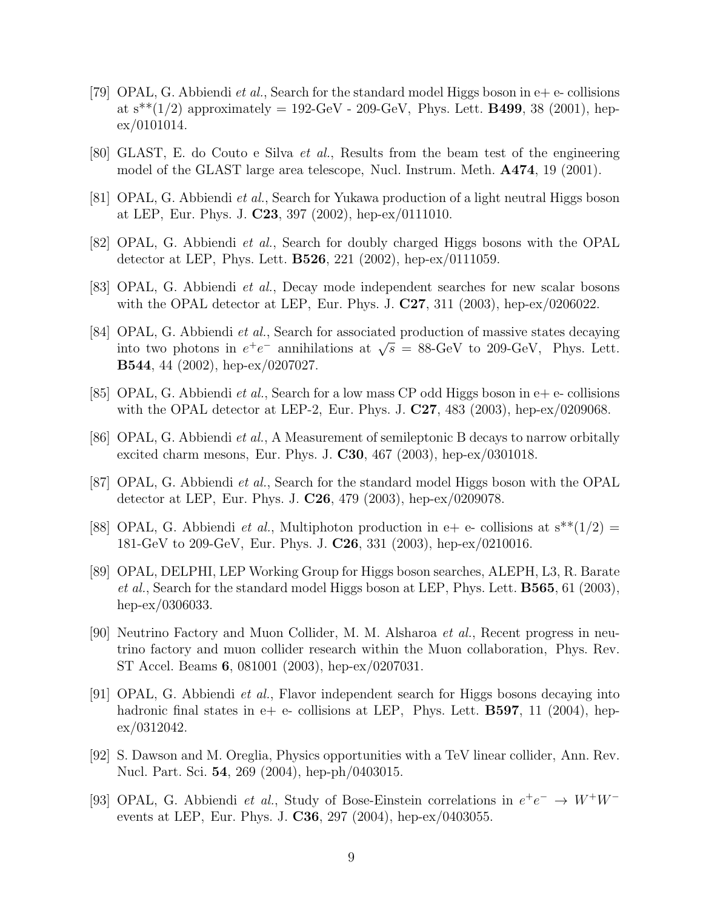[79] OPAL, G. Abbiendi *et al.*, Search for the standard model Higgs boson in e+ e- collisions at s**(1/2) approximately = 192-GeV - 209-GeV, Phys. Lett. **B499**, 38 (2001), hep-ex/0101014.

[80] GLAST, E. do Couto e Silva *et al.*, Results from the beam test of the engineering model of the GLAST large area telescope, Nucl. Instrum. Meth. **A474**, 19 (2001).

[81] OPAL, G. Abbiendi *et al.*, Search for Yukawa production of a light neutral Higgs boson at LEP, Eur. Phys. J. **C23**, 397 (2002), hep-ex/0111010.

[82] OPAL, G. Abbiendi *et al.*, Search for doubly charged Higgs bosons with the OPAL detector at LEP, Phys. Lett. **B526**, 221 (2002), hep-ex/0111059.

[83] OPAL, G. Abbiendi *et al.*, Decay mode independent searches for new scalar bosons with the OPAL detector at LEP, Eur. Phys. J. **C27**, 311 (2003), hep-ex/0206022.

[84] OPAL, G. Abbiendi *et al.*, Search for associated production of massive states decaying into two photons in $e^+e^-$ annihilations at $\sqrt{s}$ = 88-GeV to 209-GeV, Phys. Lett. **B544**, 44 (2002), hep-ex/0207027.

[85] OPAL, G. Abbiendi *et al.*, Search for a low mass CP odd Higgs boson in e+ e- collisions with the OPAL detector at LEP-2, Eur. Phys. J. **C27**, 483 (2003), hep-ex/0209068.

[86] OPAL, G. Abbiendi *et al.*, A Measurement of semileptonic B decays to narrow orbitally excited charm mesons, Eur. Phys. J. **C30**, 467 (2003), hep-ex/0301018.

[87] OPAL, G. Abbiendi *et al.*, Search for the standard model Higgs boson with the OPAL detector at LEP, Eur. Phys. J. **C26**, 479 (2003), hep-ex/0209078.

[88] OPAL, G. Abbiendi *et al.*, Multiphoton production in e+ e- collisions at s**(1/2) = 181-GeV to 209-GeV, Eur. Phys. J. **C26**, 331 (2003), hep-ex/0210016.

[89] OPAL, DELPHI, LEP Working Group for Higgs boson searches, ALEPH, L3, R. Barate *et al.*, Search for the standard model Higgs boson at LEP, Phys. Lett. **B565**, 61 (2003), hep-ex/0306033.

[90] Neutrino Factory and Muon Collider, M. M. Alsharoa *et al.*, Recent progress in neutrino factory and muon collider research within the Muon collaboration, Phys. Rev. ST Accel. Beams **6**, 081001 (2003), hep-ex/0207031.

[91] OPAL, G. Abbiendi *et al.*, Flavor independent search for Higgs bosons decaying into hadronic final states in e+ e- collisions at LEP, Phys. Lett. **B597**, 11 (2004), hep-ex/0312042.

[92] S. Dawson and M. Oreglia, Physics opportunities with a TeV linear collider, Ann. Rev. Nucl. Part. Sci. **54**, 269 (2004), hep-ph/0403015.

[93] OPAL, G. Abbiendi *et al.*, Study of Bose-Einstein correlations in $e^+e^- \to W^+W^-$ events at LEP, Eur. Phys. J. **C36**, 297 (2004), hep-ex/0403055.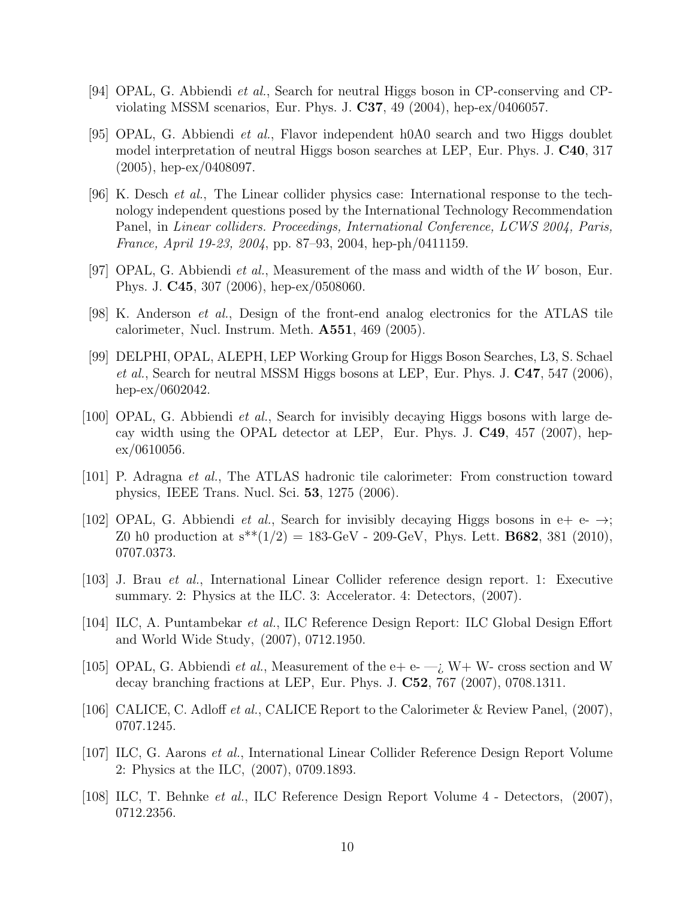[94] OPAL, G. Abbiendi *et al.*, Search for neutral Higgs boson in CP-conserving and CP-violating MSSM scenarios, Eur. Phys. J. **C37**, 49 (2004), hep-ex/0406057.

[95] OPAL, G. Abbiendi *et al.*, Flavor independent h0A0 search and two Higgs doublet model interpretation of neutral Higgs boson searches at LEP, Eur. Phys. J. **C40**, 317 (2005), hep-ex/0408097.

[96] K. Desch *et al.*, The Linear collider physics case: International response to the technology independent questions posed by the International Technology Recommendation Panel, in *Linear colliders. Proceedings, International Conference, LCWS 2004, Paris, France, April 19-23, 2004*, pp. 87–93, 2004, hep-ph/0411159.

[97] OPAL, G. Abbiendi *et al.*, Measurement of the mass and width of the $W$ boson, Eur. Phys. J. **C45**, 307 (2006), hep-ex/0508060.

[98] K. Anderson *et al.*, Design of the front-end analog electronics for the ATLAS tile calorimeter, Nucl. Instrum. Meth. **A551**, 469 (2005).

[99] DELPHI, OPAL, ALEPH, LEP Working Group for Higgs Boson Searches, L3, S. Schael *et al.*, Search for neutral MSSM Higgs bosons at LEP, Eur. Phys. J. **C47**, 547 (2006), hep-ex/0602042.

[100] OPAL, G. Abbiendi *et al.*, Search for invisibly decaying Higgs bosons with large decay width using the OPAL detector at LEP, Eur. Phys. J. **C49**, 457 (2007), hep-ex/0610056.

[101] P. Adragna *et al.*, The ATLAS hadronic tile calorimeter: From construction toward physics, IEEE Trans. Nucl. Sci. **53**, 1275 (2006).

[102] OPAL, G. Abbiendi *et al.*, Search for invisibly decaying Higgs bosons in e+ e- $\rightarrow$; Z0 h0 production at s**(1/2) = 183-GeV - 209-GeV, Phys. Lett. **B682**, 381 (2010), 0707.0373.

[103] J. Brau *et al.*, International Linear Collider reference design report. 1: Executive summary. 2: Physics at the ILC. 3: Accelerator. 4: Detectors, (2007).

[104] ILC, A. Puntambekar *et al.*, ILC Reference Design Report: ILC Global Design Effort and World Wide Study, (2007), 0712.1950.

[105] OPAL, G. Abbiendi *et al.*, Measurement of the e+ e- —¿ W+ W- cross section and W decay branching fractions at LEP, Eur. Phys. J. **C52**, 767 (2007), 0708.1311.

[106] CALICE, C. Adloff *et al.*, CALICE Report to the Calorimeter & Review Panel, (2007), 0707.1245.

[107] ILC, G. Aarons *et al.*, International Linear Collider Reference Design Report Volume 2: Physics at the ILC, (2007), 0709.1893.

[108] ILC, T. Behnke *et al.*, ILC Reference Design Report Volume 4 - Detectors, (2007), 0712.2356.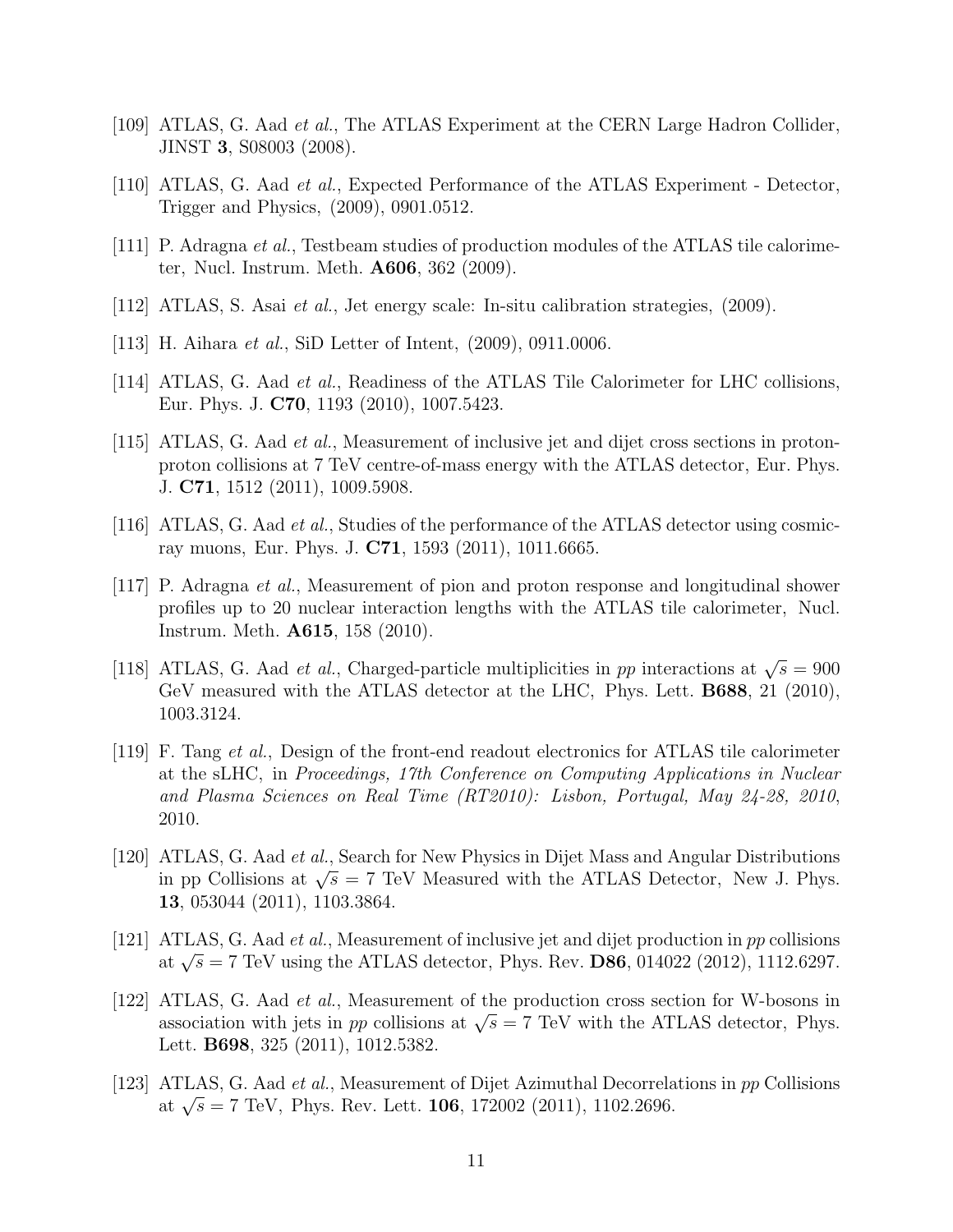[109] ATLAS, G. Aad *et al.*, The ATLAS Experiment at the CERN Large Hadron Collider, JINST **3**, S08003 (2008).

[110] ATLAS, G. Aad *et al.*, Expected Performance of the ATLAS Experiment - Detector, Trigger and Physics, (2009), 0901.0512.

[111] P. Adragna *et al.*, Testbeam studies of production modules of the ATLAS tile calorimeter, Nucl. Instrum. Meth. **A606**, 362 (2009).

[112] ATLAS, S. Asai *et al.*, Jet energy scale: In-situ calibration strategies, (2009).

[113] H. Aihara *et al.*, SiD Letter of Intent, (2009), 0911.0006.

[114] ATLAS, G. Aad *et al.*, Readiness of the ATLAS Tile Calorimeter for LHC collisions, Eur. Phys. J. **C70**, 1193 (2010), 1007.5423.

[115] ATLAS, G. Aad *et al.*, Measurement of inclusive jet and dijet cross sections in proton-proton collisions at 7 TeV centre-of-mass energy with the ATLAS detector, Eur. Phys. J. **C71**, 1512 (2011), 1009.5908.

[116] ATLAS, G. Aad *et al.*, Studies of the performance of the ATLAS detector using cosmic-ray muons, Eur. Phys. J. **C71**, 1593 (2011), 1011.6665.

[117] P. Adragna *et al.*, Measurement of pion and proton response and longitudinal shower profiles up to 20 nuclear interaction lengths with the ATLAS tile calorimeter, Nucl. Instrum. Meth. **A615**, 158 (2010).

[118] ATLAS, G. Aad *et al.*, Charged-particle multiplicities in *pp* interactions at $\sqrt{s} = 900$ GeV measured with the ATLAS detector at the LHC, Phys. Lett. **B688**, 21 (2010), 1003.3124.

[119] F. Tang *et al.*, Design of the front-end readout electronics for ATLAS tile calorimeter at the sLHC, in *Proceedings, 17th Conference on Computing Applications in Nuclear and Plasma Sciences on Real Time (RT2010): Lisbon, Portugal, May 24-28, 2010*, 2010.

[120] ATLAS, G. Aad *et al.*, Search for New Physics in Dijet Mass and Angular Distributions in pp Collisions at $\sqrt{s} = 7$ TeV Measured with the ATLAS Detector, New J. Phys. **13**, 053044 (2011), 1103.3864.

[121] ATLAS, G. Aad *et al.*, Measurement of inclusive jet and dijet production in *pp* collisions at $\sqrt{s} = 7$ TeV using the ATLAS detector, Phys. Rev. **D86**, 014022 (2012), 1112.6297.

[122] ATLAS, G. Aad *et al.*, Measurement of the production cross section for W-bosons in association with jets in *pp* collisions at $\sqrt{s} = 7$ TeV with the ATLAS detector, Phys. Lett. **B698**, 325 (2011), 1012.5382.

[123] ATLAS, G. Aad *et al.*, Measurement of Dijet Azimuthal Decorrelations in *pp* Collisions at $\sqrt{s} = 7$ TeV, Phys. Rev. Lett. **106**, 172002 (2011), 1102.2696.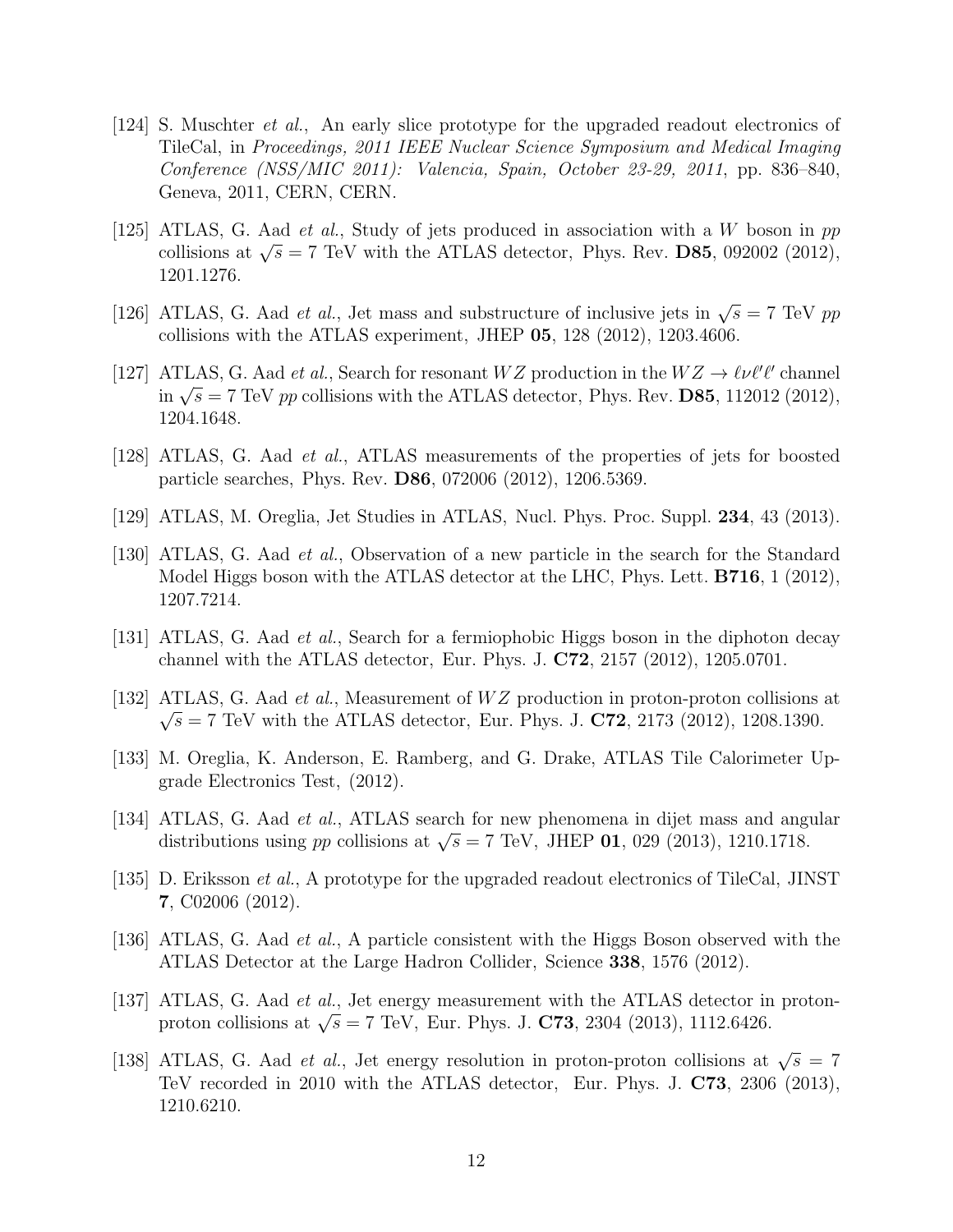[124] S. Muschter *et al.*, An early slice prototype for the upgraded readout electronics of TileCal, in *Proceedings, 2011 IEEE Nuclear Science Symposium and Medical Imaging Conference (NSS/MIC 2011): Valencia, Spain, October 23-29, 2011*, pp. 836–840, Geneva, 2011, CERN, CERN.

[125] ATLAS, G. Aad *et al.*, Study of jets produced in association with a $W$ boson in $pp$ collisions at $\sqrt{s} = 7$ TeV with the ATLAS detector, Phys. Rev. **D85**, 092002 (2012), 1201.1276.

[126] ATLAS, G. Aad *et al.*, Jet mass and substructure of inclusive jets in $\sqrt{s} = 7$ TeV $pp$ collisions with the ATLAS experiment, JHEP **05**, 128 (2012), 1203.4606.

[127] ATLAS, G. Aad *et al.*, Search for resonant $WZ$ production in the $WZ \to \ell\nu\ell'\ell'$ channel in $\sqrt{s} = 7$ TeV $pp$ collisions with the ATLAS detector, Phys. Rev. **D85**, 112012 (2012), 1204.1648.

[128] ATLAS, G. Aad *et al.*, ATLAS measurements of the properties of jets for boosted particle searches, Phys. Rev. **D86**, 072006 (2012), 1206.5369.

[129] ATLAS, M. Oreglia, Jet Studies in ATLAS, Nucl. Phys. Proc. Suppl. **234**, 43 (2013).

[130] ATLAS, G. Aad *et al.*, Observation of a new particle in the search for the Standard Model Higgs boson with the ATLAS detector at the LHC, Phys. Lett. **B716**, 1 (2012), 1207.7214.

[131] ATLAS, G. Aad *et al.*, Search for a fermiophobic Higgs boson in the diphoton decay channel with the ATLAS detector, Eur. Phys. J. **C72**, 2157 (2012), 1205.0701.

[132] ATLAS, G. Aad *et al.*, Measurement of $WZ$ production in proton-proton collisions at $\sqrt{s} = 7$ TeV with the ATLAS detector, Eur. Phys. J. **C72**, 2173 (2012), 1208.1390.

[133] M. Oreglia, K. Anderson, E. Ramberg, and G. Drake, ATLAS Tile Calorimeter Upgrade Electronics Test, (2012).

[134] ATLAS, G. Aad *et al.*, ATLAS search for new phenomena in dijet mass and angular distributions using $pp$ collisions at $\sqrt{s} = 7$ TeV, JHEP **01**, 029 (2013), 1210.1718.

[135] D. Eriksson *et al.*, A prototype for the upgraded readout electronics of TileCal, JINST **7**, C02006 (2012).

[136] ATLAS, G. Aad *et al.*, A particle consistent with the Higgs Boson observed with the ATLAS Detector at the Large Hadron Collider, Science **338**, 1576 (2012).

[137] ATLAS, G. Aad *et al.*, Jet energy measurement with the ATLAS detector in proton-proton collisions at $\sqrt{s} = 7$ TeV, Eur. Phys. J. **C73**, 2304 (2013), 1112.6426.

[138] ATLAS, G. Aad *et al.*, Jet energy resolution in proton-proton collisions at $\sqrt{s} = 7$ TeV recorded in 2010 with the ATLAS detector, Eur. Phys. J. **C73**, 2306 (2013), 1210.6210.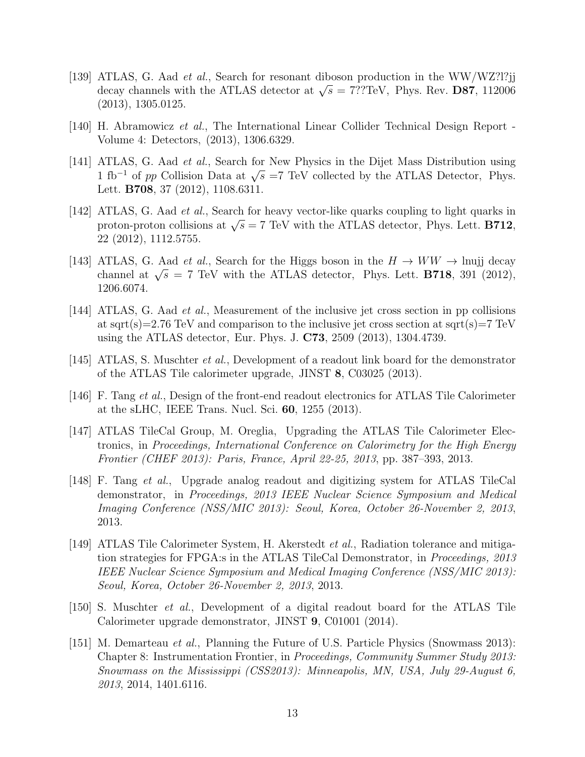[139] ATLAS, G. Aad *et al.*, Search for resonant diboson production in the WW/WZ?l?jj decay channels with the ATLAS detector at $\sqrt{s}$ = 7??TeV, Phys. Rev. **D87**, 112006 (2013), 1305.0125.

[140] H. Abramowicz *et al.*, The International Linear Collider Technical Design Report - Volume 4: Detectors, (2013), 1306.6329.

[141] ATLAS, G. Aad *et al.*, Search for New Physics in the Dijet Mass Distribution using 1 fb$^{-1}$ of *pp* Collision Data at $\sqrt{s}$ =7 TeV collected by the ATLAS Detector, Phys. Lett. **B708**, 37 (2012), 1108.6311.

[142] ATLAS, G. Aad *et al.*, Search for heavy vector-like quarks coupling to light quarks in proton-proton collisions at $\sqrt{s}$ = 7 TeV with the ATLAS detector, Phys. Lett. **B712**, 22 (2012), 1112.5755.

[143] ATLAS, G. Aad *et al.*, Search for the Higgs boson in the $H \to WW \to$ lnujj decay channel at $\sqrt{s}$ = 7 TeV with the ATLAS detector, Phys. Lett. **B718**, 391 (2012), 1206.6074.

[144] ATLAS, G. Aad *et al.*, Measurement of the inclusive jet cross section in pp collisions at sqrt(s)=2.76 TeV and comparison to the inclusive jet cross section at sqrt(s)=7 TeV using the ATLAS detector, Eur. Phys. J. **C73**, 2509 (2013), 1304.4739.

[145] ATLAS, S. Muschter *et al.*, Development of a readout link board for the demonstrator of the ATLAS Tile calorimeter upgrade, JINST **8**, C03025 (2013).

[146] F. Tang *et al.*, Design of the front-end readout electronics for ATLAS Tile Calorimeter at the sLHC, IEEE Trans. Nucl. Sci. **60**, 1255 (2013).

[147] ATLAS TileCal Group, M. Oreglia, Upgrading the ATLAS Tile Calorimeter Electronics, in *Proceedings, International Conference on Calorimetry for the High Energy Frontier (CHEF 2013): Paris, France, April 22-25, 2013*, pp. 387–393, 2013.

[148] F. Tang *et al.*, Upgrade analog readout and digitizing system for ATLAS TileCal demonstrator, in *Proceedings, 2013 IEEE Nuclear Science Symposium and Medical Imaging Conference (NSS/MIC 2013): Seoul, Korea, October 26-November 2, 2013*, 2013.

[149] ATLAS Tile Calorimeter System, H. Akerstedt *et al.*, Radiation tolerance and mitigation strategies for FPGA:s in the ATLAS TileCal Demonstrator, in *Proceedings, 2013 IEEE Nuclear Science Symposium and Medical Imaging Conference (NSS/MIC 2013): Seoul, Korea, October 26-November 2, 2013*, 2013.

[150] S. Muschter *et al.*, Development of a digital readout board for the ATLAS Tile Calorimeter upgrade demonstrator, JINST **9**, C01001 (2014).

[151] M. Demarteau *et al.*, Planning the Future of U.S. Particle Physics (Snowmass 2013): Chapter 8: Instrumentation Frontier, in *Proceedings, Community Summer Study 2013: Snowmass on the Mississippi (CSS2013): Minneapolis, MN, USA, July 29-August 6, 2013*, 2014, 1401.6116.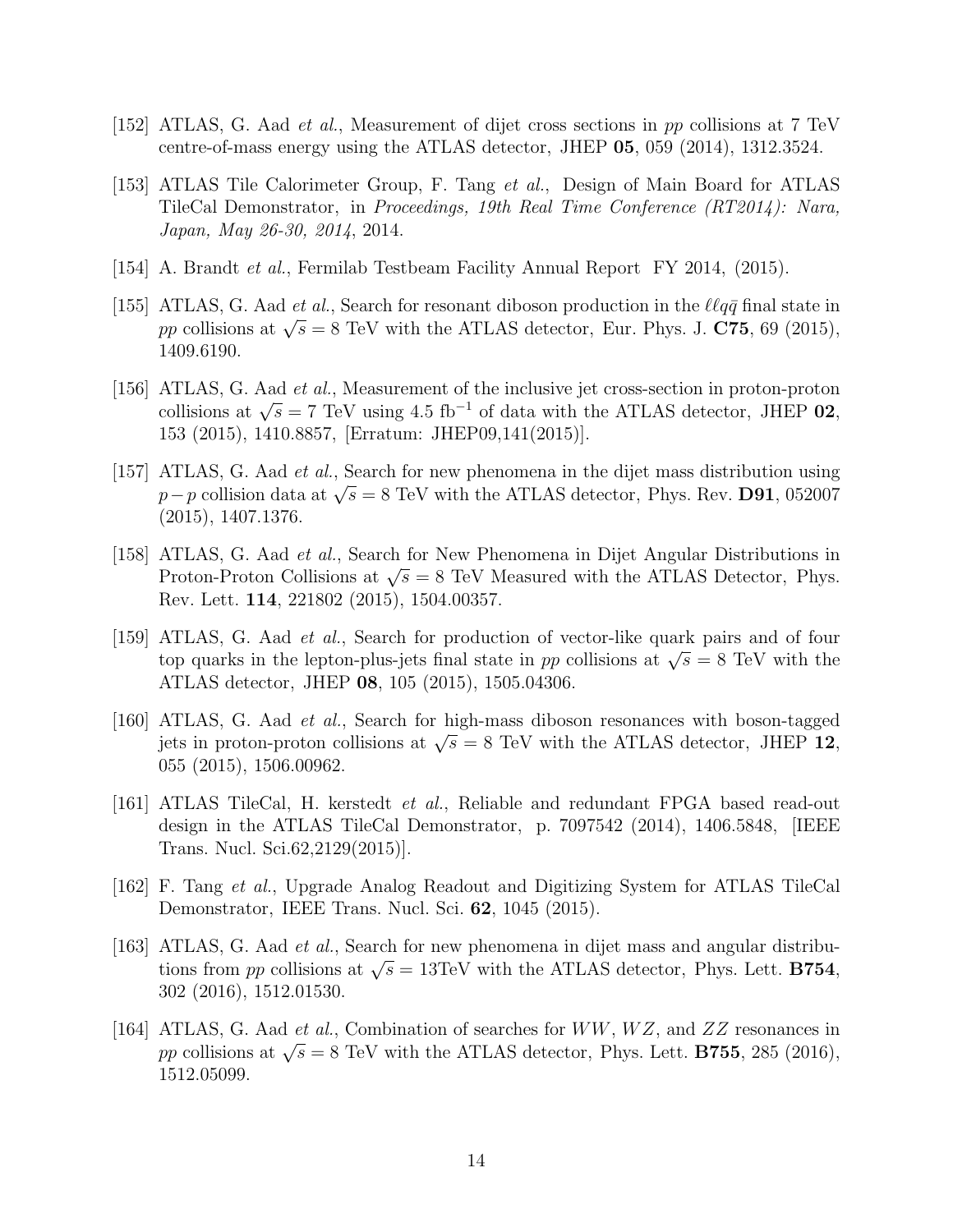[152] ATLAS, G. Aad *et al.*, Measurement of dijet cross sections in *pp* collisions at 7 TeV centre-of-mass energy using the ATLAS detector, JHEP **05**, 059 (2014), 1312.3524.

[153] ATLAS Tile Calorimeter Group, F. Tang *et al.*, Design of Main Board for ATLAS TileCal Demonstrator, in *Proceedings, 19th Real Time Conference (RT2014): Nara, Japan, May 26-30, 2014*, 2014.

[154] A. Brandt *et al.*, Fermilab Testbeam Facility Annual Report FY 2014, (2015).

[155] ATLAS, G. Aad *et al.*, Search for resonant diboson production in the $\ell\ell q\bar{q}$ final state in *pp* collisions at $\sqrt{s} = 8$ TeV with the ATLAS detector, Eur. Phys. J. **C75**, 69 (2015), 1409.6190.

[156] ATLAS, G. Aad *et al.*, Measurement of the inclusive jet cross-section in proton-proton collisions at $\sqrt{s} = 7$ TeV using 4.5 fb$^{-1}$ of data with the ATLAS detector, JHEP **02**, 153 (2015), 1410.8857, [Erratum: JHEP09,141(2015)].

[157] ATLAS, G. Aad *et al.*, Search for new phenomena in the dijet mass distribution using $p-p$ collision data at $\sqrt{s} = 8$ TeV with the ATLAS detector, Phys. Rev. **D91**, 052007 (2015), 1407.1376.

[158] ATLAS, G. Aad *et al.*, Search for New Phenomena in Dijet Angular Distributions in Proton-Proton Collisions at $\sqrt{s} = 8$ TeV Measured with the ATLAS Detector, Phys. Rev. Lett. **114**, 221802 (2015), 1504.00357.

[159] ATLAS, G. Aad *et al.*, Search for production of vector-like quark pairs and of four top quarks in the lepton-plus-jets final state in *pp* collisions at $\sqrt{s} = 8$ TeV with the ATLAS detector, JHEP **08**, 105 (2015), 1505.04306.

[160] ATLAS, G. Aad *et al.*, Search for high-mass diboson resonances with boson-tagged jets in proton-proton collisions at $\sqrt{s} = 8$ TeV with the ATLAS detector, JHEP **12**, 055 (2015), 1506.00962.

[161] ATLAS TileCal, H. kerstedt *et al.*, Reliable and redundant FPGA based read-out design in the ATLAS TileCal Demonstrator, p. 7097542 (2014), 1406.5848, [IEEE Trans. Nucl. Sci.62,2129(2015)].

[162] F. Tang *et al.*, Upgrade Analog Readout and Digitizing System for ATLAS TileCal Demonstrator, IEEE Trans. Nucl. Sci. **62**, 1045 (2015).

[163] ATLAS, G. Aad *et al.*, Search for new phenomena in dijet mass and angular distributions from *pp* collisions at $\sqrt{s} = 13$TeV with the ATLAS detector, Phys. Lett. **B754**, 302 (2016), 1512.01530.

[164] ATLAS, G. Aad *et al.*, Combination of searches for $WW$, $WZ$, and $ZZ$ resonances in *pp* collisions at $\sqrt{s} = 8$ TeV with the ATLAS detector, Phys. Lett. **B755**, 285 (2016), 1512.05099.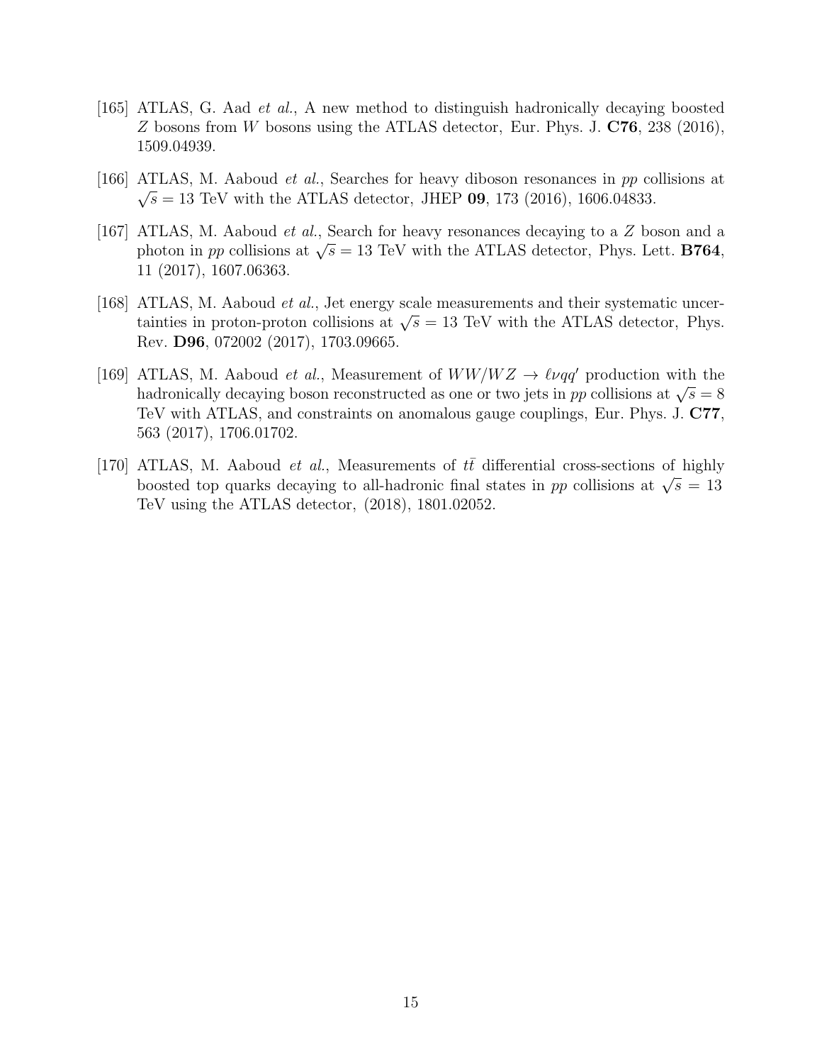[165] ATLAS, G. Aad *et al.*, A new method to distinguish hadronically decaying boosted $Z$ bosons from $W$ bosons using the ATLAS detector, Eur. Phys. J. **C76**, 238 (2016), 1509.04939.

[166] ATLAS, M. Aaboud *et al.*, Searches for heavy diboson resonances in $pp$ collisions at $\sqrt{s} = 13$ TeV with the ATLAS detector, JHEP **09**, 173 (2016), 1606.04833.

[167] ATLAS, M. Aaboud *et al.*, Search for heavy resonances decaying to a $Z$ boson and a photon in $pp$ collisions at $\sqrt{s} = 13$ TeV with the ATLAS detector, Phys. Lett. **B764**, 11 (2017), 1607.06363.

[168] ATLAS, M. Aaboud *et al.*, Jet energy scale measurements and their systematic uncertainties in proton-proton collisions at $\sqrt{s} = 13$ TeV with the ATLAS detector, Phys. Rev. **D96**, 072002 (2017), 1703.09665.

[169] ATLAS, M. Aaboud *et al.*, Measurement of $WW/WZ \to \ell\nu qq'$ production with the hadronically decaying boson reconstructed as one or two jets in $pp$ collisions at $\sqrt{s} = 8$ TeV with ATLAS, and constraints on anomalous gauge couplings, Eur. Phys. J. **C77**, 563 (2017), 1706.01702.

[170] ATLAS, M. Aaboud *et al.*, Measurements of $t\bar{t}$ differential cross-sections of highly boosted top quarks decaying to all-hadronic final states in $pp$ collisions at $\sqrt{s} = 13$ TeV using the ATLAS detector, (2018), 1801.02052.